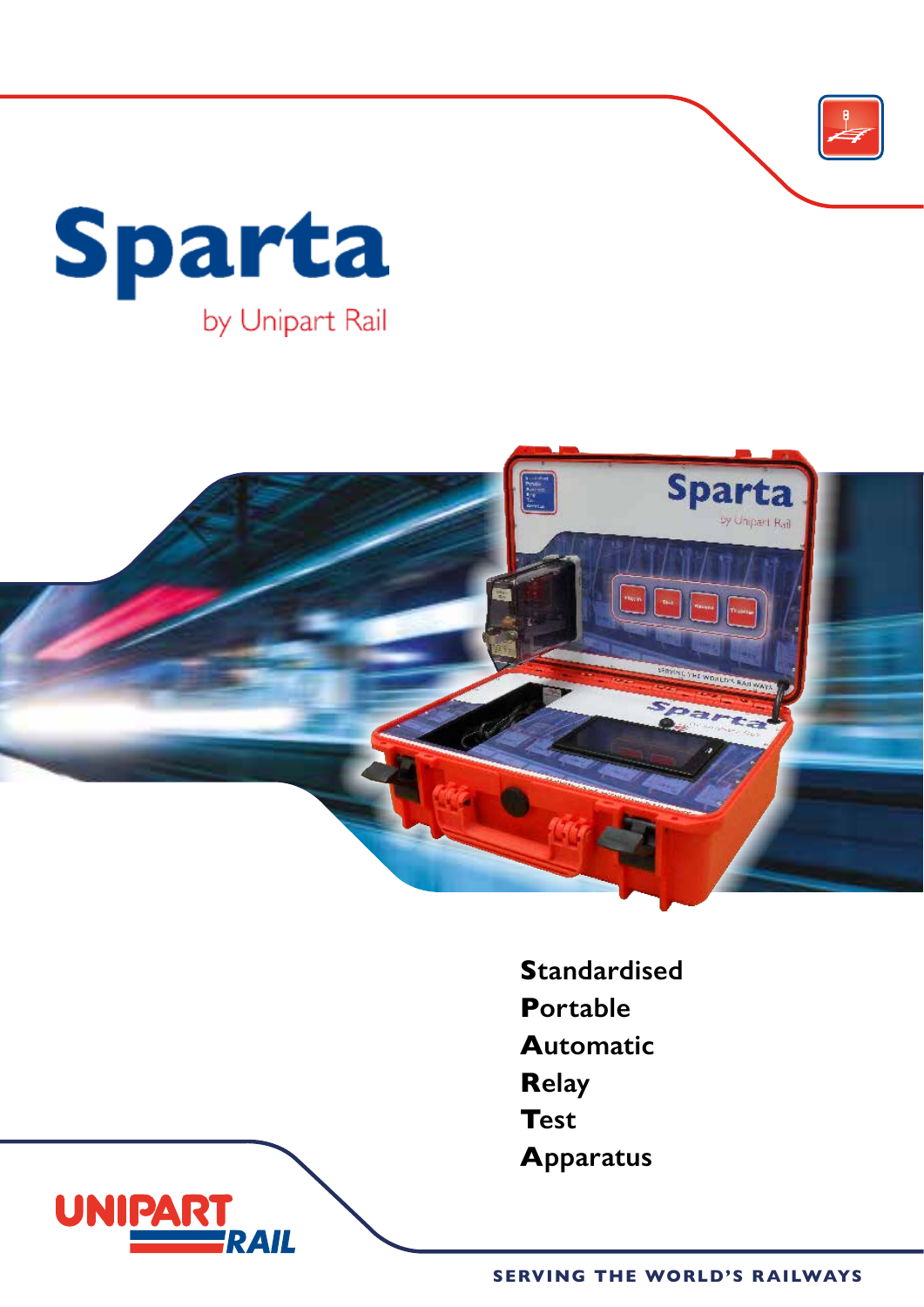# Sparta

by Unipart Rail

**S**tandardised
**P**ortable
**A**utomatic
**R**elay
**T**est
**A**pparatus

UNIPART RAIL

SERVING THE WORLD'S RAILWAYS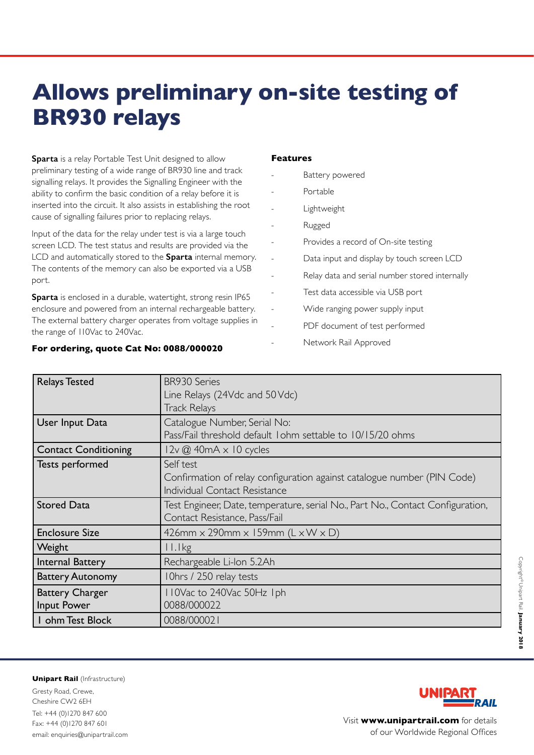# Allows preliminary on-site testing of BR930 relays

**Sparta** is a relay Portable Test Unit designed to allow preliminary testing of a wide range of BR930 line and track signalling relays. It provides the Signalling Engineer with the ability to confirm the basic condition of a relay before it is inserted into the circuit. It also assists in establishing the root cause of signalling failures prior to replacing relays.

Input of the data for the relay under test is via a large touch screen LCD. The test status and results are provided via the LCD and automatically stored to the **Sparta** internal memory. The contents of the memory can also be exported via a USB port.

**Sparta** is enclosed in a durable, watertight, strong resin IP65 enclosure and powered from an internal rechargeable battery. The external battery charger operates from voltage supplies in the range of 110Vac to 240Vac.

**For ordering, quote Cat No: 0088/000020**

**Features**

- Battery powered
- Portable
- Lightweight
- Rugged
- Provides a record of On-site testing
- Data input and display by touch screen LCD
- Relay data and serial number stored internally
- Test data accessible via USB port
- Wide ranging power supply input
- PDF document of test performed
- Network Rail Approved

| | |
|---|---|
| Relays Tested | BR930 Series<br>Line Relays (24Vdc and 50Vdc)<br>Track Relays |
| User Input Data | Catalogue Number, Serial No:<br>Pass/Fail threshold default 1ohm settable to 10/15/20 ohms |
| Contact Conditioning | 12v @ 40mA x 10 cycles |
| Tests performed | Self test<br>Confirmation of relay configuration against catalogue number (PIN Code)<br>Individual Contact Resistance |
| Stored Data | Test Engineer, Date, temperature, serial No., Part No., Contact Configuration, Contact Resistance, Pass/Fail |
| Enclosure Size | 426mm x 290mm x 159mm (L x W x D) |
| Weight | 11.1kg |
| Internal Battery | Rechargeable Li-Ion 5.2Ah |
| Battery Autonomy | 10hrs / 250 relay tests |
| Battery Charger Input Power | 110Vac to 240Vac 50Hz 1ph<br>0088/000022 |
| 1 ohm Test Block | 0088/000021 |

Copyright© Unipart Rail **January 2018**

**Unipart Rail** (Infrastructure)
Gresty Road, Crewe,
Cheshire CW2 6EH
Tel: +44 (0)1270 847 600
Fax: +44 (0)1270 847 601
email: enquiries@unipartrail.com

UNIPART RAIL

Visit **www.unipartrail.com** for details of our Worldwide Regional Offices